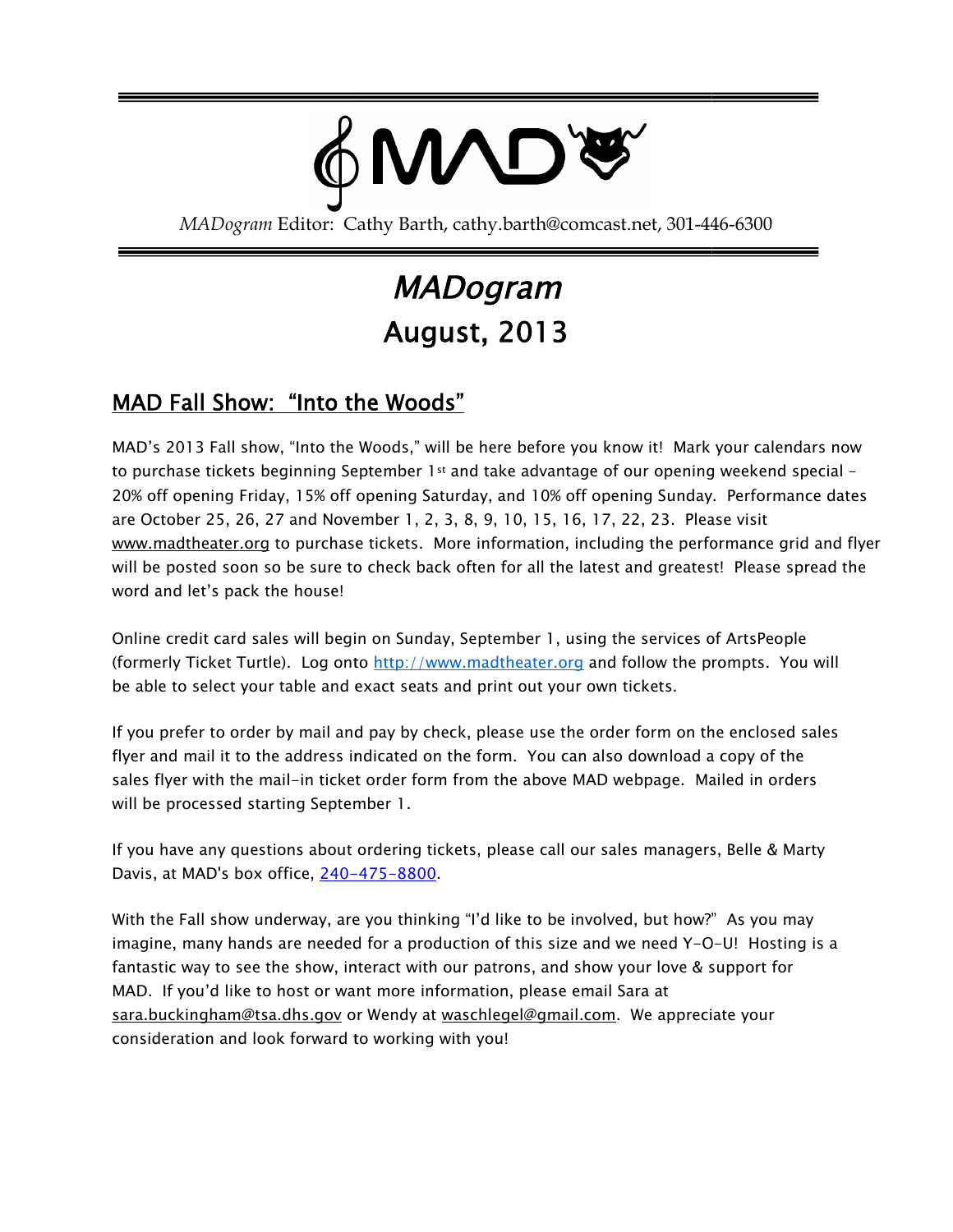MAD

*MADogram* Editor: Cathy Barth, cathy.barth@comcast.net, 301-446-6300

# *MADogram*

# August, 2013

## MAD Fall Show: "Into the Woods"

MAD's 2013 Fall show, "Into the Woods," will be here before you know it! Mark your calendars now to purchase tickets beginning September 1st and take advantage of our opening weekend special – 20% off opening Friday, 15% off opening Saturday, and 10% off opening Sunday. Performance dates are October 25, 26, 27 and November 1, 2, 3, 8, 9, 10, 15, 16, 17, 22, 23. Please visit www.madtheater.org to purchase tickets. More information, including the performance grid and flyer will be posted soon so be sure to check back often for all the latest and greatest! Please spread the word and let's pack the house!

Online credit card sales will begin on Sunday, September 1, using the services of ArtsPeople (formerly Ticket Turtle). Log onto http://www.madtheater.org and follow the prompts. You will be able to select your table and exact seats and print out your own tickets.

If you prefer to order by mail and pay by check, please use the order form on the enclosed sales flyer and mail it to the address indicated on the form. You can also download a copy of the sales flyer with the mail-in ticket order form from the above MAD webpage. Mailed in orders will be processed starting September 1.

If you have any questions about ordering tickets, please call our sales managers, Belle & Marty Davis, at MAD's box office, 240-475-8800.

With the Fall show underway, are you thinking "I'd like to be involved, but how?" As you may imagine, many hands are needed for a production of this size and we need Y-O-U! Hosting is a fantastic way to see the show, interact with our patrons, and show your love & support for MAD. If you'd like to host or want more information, please email Sara at sara.buckingham@tsa.dhs.gov or Wendy at waschlegel@gmail.com. We appreciate your consideration and look forward to working with you!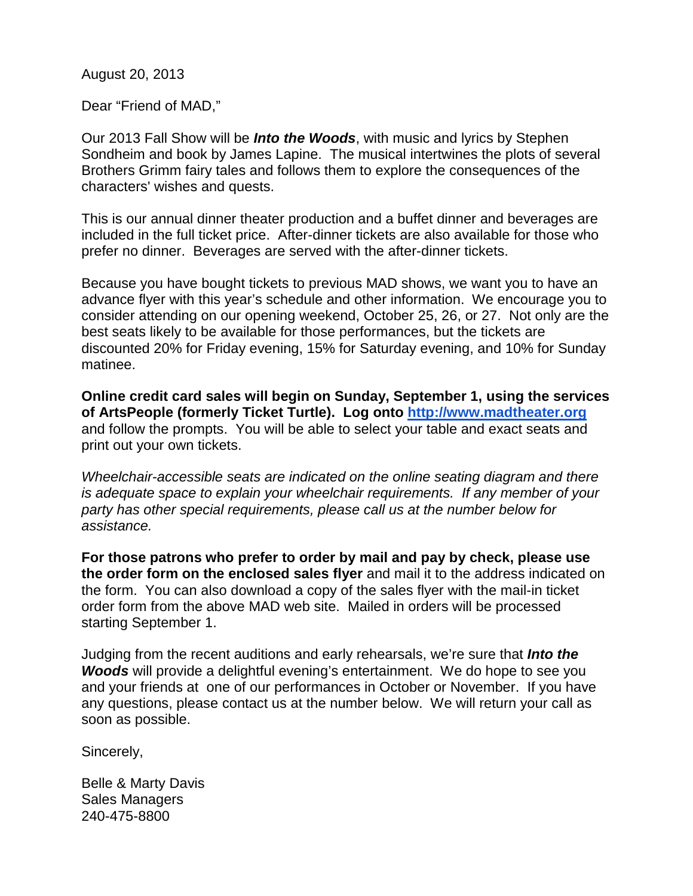August 20, 2013

Dear "Friend of MAD,"

Our 2013 Fall Show will be ***Into the Woods***, with music and lyrics by Stephen Sondheim and book by James Lapine. The musical intertwines the plots of several Brothers Grimm fairy tales and follows them to explore the consequences of the characters' wishes and quests.

This is our annual dinner theater production and a buffet dinner and beverages are included in the full ticket price. After-dinner tickets are also available for those who prefer no dinner. Beverages are served with the after-dinner tickets.

Because you have bought tickets to previous MAD shows, we want you to have an advance flyer with this year's schedule and other information. We encourage you to consider attending on our opening weekend, October 25, 26, or 27. Not only are the best seats likely to be available for those performances, but the tickets are discounted 20% for Friday evening, 15% for Saturday evening, and 10% for Sunday matinee.

**Online credit card sales will begin on Sunday, September 1, using the services of ArtsPeople (formerly Ticket Turtle). Log onto [http://www.madtheater.org](http://www.madtheater.org)** and follow the prompts. You will be able to select your table and exact seats and print out your own tickets.

*Wheelchair-accessible seats are indicated on the online seating diagram and there is adequate space to explain your wheelchair requirements. If any member of your party has other special requirements, please call us at the number below for assistance.*

**For those patrons who prefer to order by mail and pay by check, please use the order form on the enclosed sales flyer** and mail it to the address indicated on the form. You can also download a copy of the sales flyer with the mail-in ticket order form from the above MAD web site. Mailed in orders will be processed starting September 1.

Judging from the recent auditions and early rehearsals, we're sure that ***Into the Woods*** will provide a delightful evening's entertainment. We do hope to see you and your friends at one of our performances in October or November. If you have any questions, please contact us at the number below. We will return your call as soon as possible.

Sincerely,

Belle & Marty Davis
Sales Managers
240-475-8800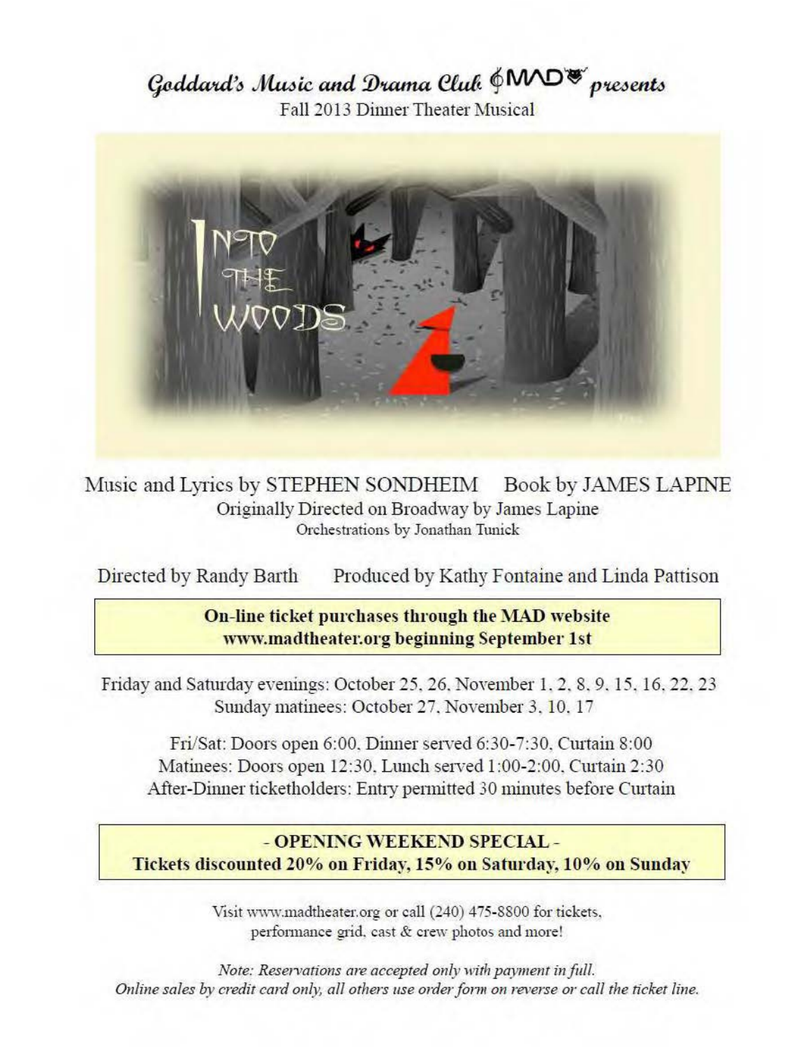# *Goddard's Music and Drama Club* MAD *presents*

Fall 2013 Dinner Theater Musical

## INTO THE WOODS

Music and Lyrics by STEPHEN SONDHEIM    Book by JAMES LAPINE

Originally Directed on Broadway by James Lapine

Orchestrations by Jonathan Tunick

Directed by Randy Barth    Produced by Kathy Fontaine and Linda Pattison

**On-line ticket purchases through the MAD website www.madtheater.org beginning September 1st**

Friday and Saturday evenings: October 25, 26, November 1, 2, 8, 9, 15, 16, 22, 23

Sunday matinees: October 27, November 3, 10, 17

Fri/Sat: Doors open 6:00, Dinner served 6:30-7:30, Curtain 8:00

Matinees: Doors open 12:30, Lunch served 1:00-2:00, Curtain 2:30

After-Dinner ticketholders: Entry permitted 30 minutes before Curtain

**- OPENING WEEKEND SPECIAL -**

**Tickets discounted 20% on Friday, 15% on Saturday, 10% on Sunday**

Visit www.madtheater.org or call (240) 475-8800 for tickets, performance grid, cast & crew photos and more!

*Note: Reservations are accepted only with payment in full.*

*Online sales by credit card only, all others use order form on reverse or call the ticket line.*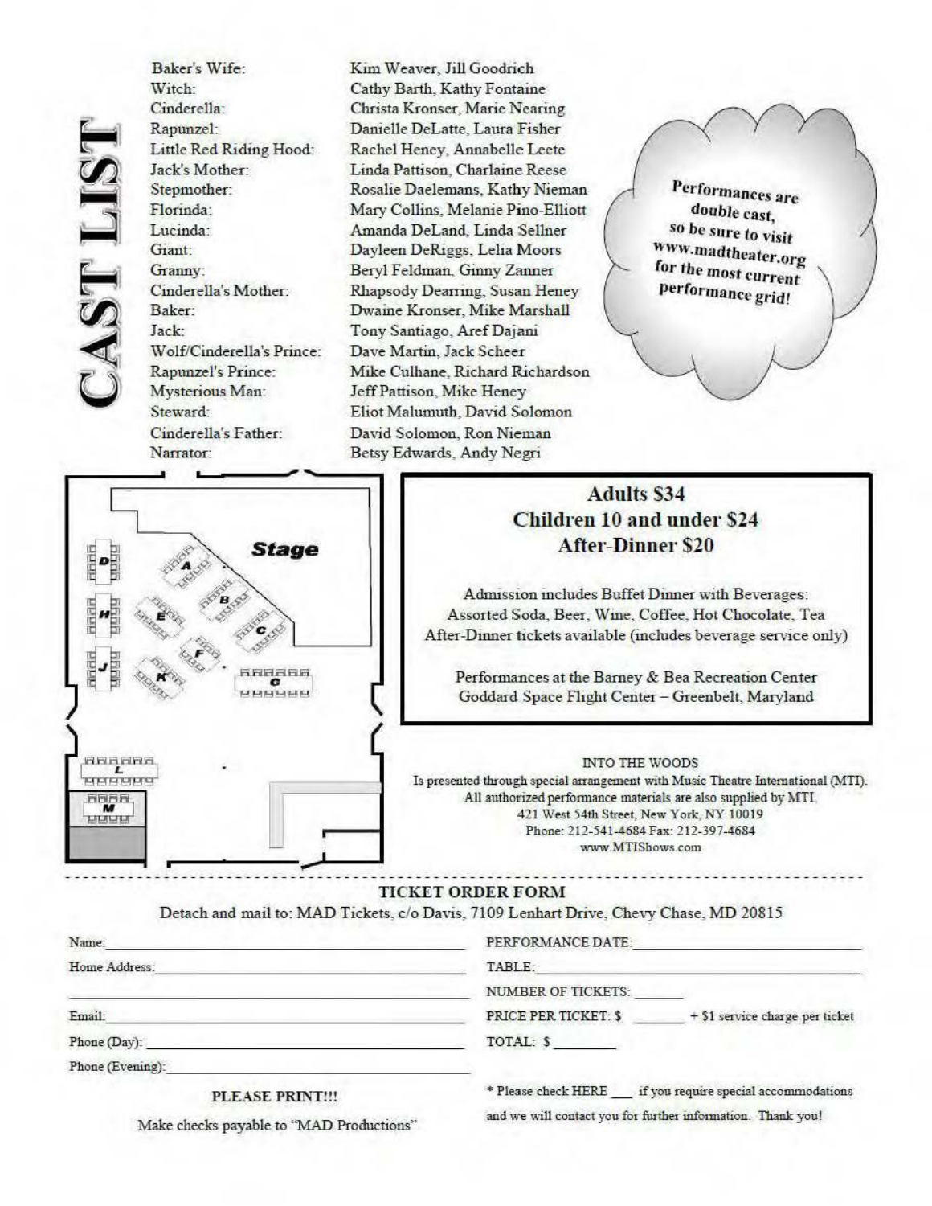# CAST LIST

| Role | Cast |
|---|---|
| Baker's Wife: | Kim Weaver, Jill Goodrich |
| Witch: | Cathy Barth, Kathy Fontaine |
| Cinderella: | Christa Kronser, Marie Nearing |
| Rapunzel: | Danielle DeLatte, Laura Fisher |
| Little Red Riding Hood: | Rachel Heney, Annabelle Leete |
| Jack's Mother: | Linda Pattison, Charlaine Reese |
| Stepmother: | Rosalie Daelemans, Kathy Nieman |
| Florinda: | Mary Collins, Melanie Pino-Elliott |
| Lucinda: | Amanda DeLand, Linda Sellner |
| Giant: | Dayleen DeRiggs, Lelia Moors |
| Granny: | Beryl Feldman, Ginny Zanner |
| Cinderella's Mother: | Rhapsody Dearring, Susan Heney |
| Baker: | Dwaine Kronser, Mike Marshall |
| Jack: | Tony Santiago, Aref Dajani |
| Wolf/Cinderella's Prince: | Dave Martin, Jack Scheer |
| Rapunzel's Prince: | Mike Culhane, Richard Richardson |
| Mysterious Man: | Jeff Pattison, Mike Heney |
| Steward: | Eliot Malumuth, David Solomon |
| Cinderella's Father: | David Solomon, Ron Nieman |
| Narrator: | Betsy Edwards, Andy Negri |

**Performances are double cast, so be sure to visit www.madtheater.org for the most current performance grid!**

Stage

A B C D E F G H J K L M

**Adults $34**
**Children 10 and under $24**
**After-Dinner $20**

Admission includes Buffet Dinner with Beverages:
Assorted Soda, Beer, Wine, Coffee, Hot Chocolate, Tea
After-Dinner tickets available (includes beverage service only)

Performances at the Barney & Bea Recreation Center
Goddard Space Flight Center – Greenbelt, Maryland

INTO THE WOODS
Is presented through special arrangement with Music Theatre International (MTI).
All authorized performance materials are also supplied by MTI.
421 West 54th Street, New York, NY 10019
Phone: 212-541-4684 Fax: 212-397-4684
www.MTIShows.com

## TICKET ORDER FORM

Detach and mail to: MAD Tickets, c/o Davis, 7109 Lenhart Drive, Chevy Chase, MD 20815

Name: ______________________

Home Address: ______________________

______________________

Email: ______________________

Phone (Day): ______________________

Phone (Evening): ______________________

**PLEASE PRINT!!!**

Make checks payable to "MAD Productions"

PERFORMANCE DATE: ______________________

TABLE: ______________________

NUMBER OF TICKETS: ______

PRICE PER TICKET: $ ______ + $1 service charge per ticket

TOTAL: $ ______

* Please check HERE ___ if you require special accommodations and we will contact you for further information. Thank you!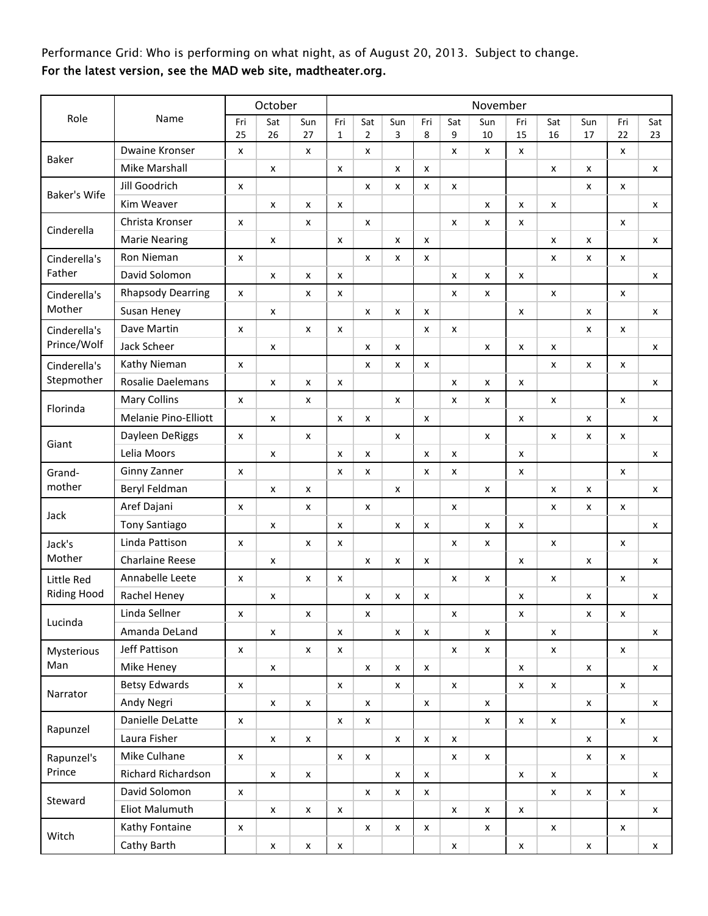Performance Grid: Who is performing on what night, as of August 20, 2013. Subject to change.

**For the latest version, see the MAD web site, madtheater.org.**

| Role | Name | October | | | November | | | | | | | | | | |
|---|---|---|---|---|---|---|---|---|---|---|---|---|---|---|---|
| | | Fri 25 | Sat 26 | Sun 27 | Fri 1 | Sat 2 | Sun 3 | Fri 8 | Sat 9 | Sun 10 | Fri 15 | Sat 16 | Sun 17 | Fri 22 | Sat 23 |
| Baker | Dwaine Kronser | x | | x | | x | | | x | x | x | | | x | |
| | Mike Marshall | | x | | x | | x | x | | | | x | x | | x |
| Baker's Wife | Jill Goodrich | x | | | | x | x | x | x | | | | x | x | |
| | Kim Weaver | | x | x | x | | | | | x | x | x | | | x |
| Cinderella | Christa Kronser | x | | x | | x | | | x | x | x | | | x | |
| | Marie Nearing | | x | | x | | x | x | | | | x | x | | x |
| Cinderella's Father | Ron Nieman | x | | | | x | x | x | | | | x | x | x | |
| | David Solomon | | x | x | x | | | | x | x | x | | | | x |
| Cinderella's Mother | Rhapsody Dearring | x | | x | x | | | | x | x | | x | | x | |
| | Susan Heney | | x | | | x | x | x | | | x | | x | | x |
| Cinderella's Prince/Wolf | Dave Martin | x | | x | x | | | x | x | | | | x | x | |
| | Jack Scheer | | x | | | x | x | | | x | x | x | | | x |
| Cinderella's Stepmother | Kathy Nieman | x | | | | x | x | x | | | | x | x | x | |
| | Rosalie Daelemans | | x | x | x | | | | x | x | x | | | | x |
| Florinda | Mary Collins | x | | x | | | x | | x | x | | x | | x | |
| | Melanie Pino-Elliott | | x | | x | x | | x | | | x | | x | | x |
| Giant | Dayleen DeRiggs | x | | x | | | x | | | x | | x | x | x | |
| | Lelia Moors | | x | | x | x | | x | x | | x | | | | x |
| Grand-mother | Ginny Zanner | x | | | x | x | | x | x | | x | | | x | |
| | Beryl Feldman | | x | x | | | x | | | x | | x | x | | x |
| Jack | Aref Dajani | x | | x | | x | | | x | | | x | x | x | |
| | Tony Santiago | | x | | x | | x | x | | x | x | | | | x |
| Jack's Mother | Linda Pattison | x | | x | x | | | | x | x | | x | | x | |
| | Charlaine Reese | | x | | | x | x | x | | | x | | x | | x |
| Little Red Riding Hood | Annabelle Leete | x | | x | x | | | | x | x | | x | | x | |
| | Rachel Heney | | x | | | x | x | x | | | x | | x | | x |
| Lucinda | Linda Sellner | x | | x | | x | | | x | | x | | x | x | |
| | Amanda DeLand | | x | | x | | x | x | | x | | x | | | x |
| Mysterious Man | Jeff Pattison | x | | x | x | | | | x | x | | x | | x | |
| | Mike Heney | | x | | | x | x | x | | | x | | x | | x |
| Narrator | Betsy Edwards | x | | | x | | x | | x | | x | x | | x | |
| | Andy Negri | | x | x | | x | | x | | x | | | x | | x |
| Rapunzel | Danielle DeLatte | x | | | x | x | | | | x | x | x | | x | |
| | Laura Fisher | | x | x | | | x | x | x | | | | x | | x |
| Rapunzel's Prince | Mike Culhane | x | | | x | x | | | x | x | | | x | x | |
| | Richard Richardson | | x | x | | | x | x | | | x | x | | | x |
| Steward | David Solomon | x | | | | x | x | x | | | | x | x | x | |
| | Eliot Malumuth | | x | x | x | | | | x | x | x | | | | x |
| Witch | Kathy Fontaine | x | | | | x | x | x | | x | | x | | x | |
| | Cathy Barth | | x | x | x | | | | x | | x | | x | | x |